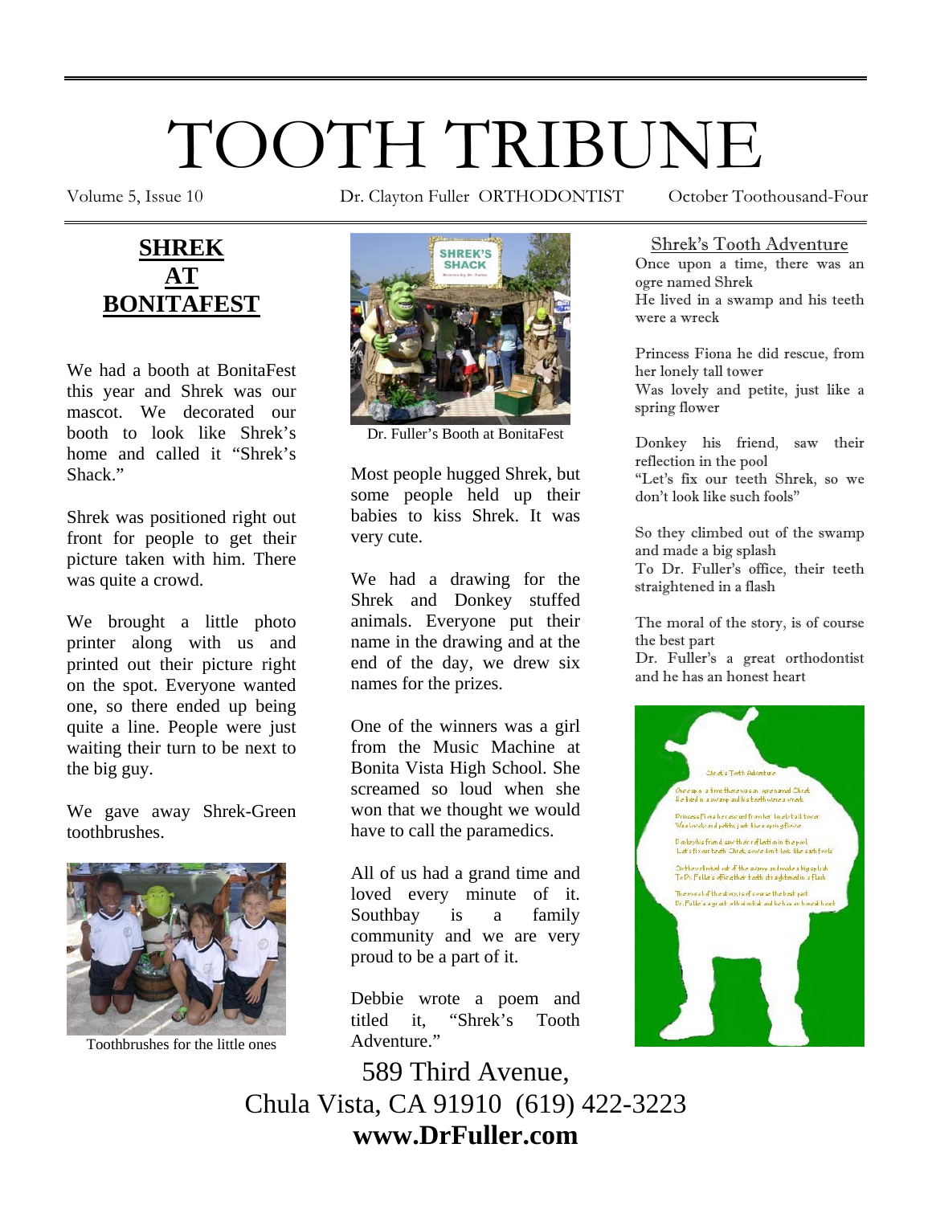# TOOTH TRIBUNE

Volume 5, Issue 10 | Dr. Clayton Fuller ORTHODONTIST | October Toothousand-Four

## SHREK AT BONITAFEST

We had a booth at BonitaFest this year and Shrek was our mascot. We decorated our booth to look like Shrek's home and called it "Shrek's Shack."

Shrek was positioned right out front for people to get their picture taken with him. There was quite a crowd.

We brought a little photo printer along with us and printed out their picture right on the spot. Everyone wanted one, so there ended up being quite a line. People were just waiting their turn to be next to the big guy.

We gave away Shrek-Green toothbrushes.

Toothbrushes for the little ones

Dr. Fuller's Booth at BonitaFest

Most people hugged Shrek, but some people held up their babies to kiss Shrek. It was very cute.

We had a drawing for the Shrek and Donkey stuffed animals. Everyone put their name in the drawing and at the end of the day, we drew six names for the prizes.

One of the winners was a girl from the Music Machine at Bonita Vista High School. She screamed so loud when she won that we thought we would have to call the paramedics.

All of us had a grand time and loved every minute of it. Southbay is a family community and we are very proud to be a part of it.

Debbie wrote a poem and titled it, "Shrek's Tooth Adventure."

### Shrek's Tooth Adventure

Once upon a time, there was an ogre named Shrek
He lived in a swamp and his teeth were a wreck

Princess Fiona he did rescue, from her lonely tall tower
Was lovely and petite, just like a spring flower

Donkey his friend, saw their reflection in the pool
"Let's fix our teeth Shrek, so we don't look like such fools"

So they climbed out of the swamp and made a big splash
To Dr. Fuller's office, their teeth straightened in a flash

The moral of the story, is of course the best part
Dr. Fuller's a great orthodontist and he has an honest heart

589 Third Avenue,
Chula Vista, CA 91910 (619) 422-3223
**www.DrFuller.com**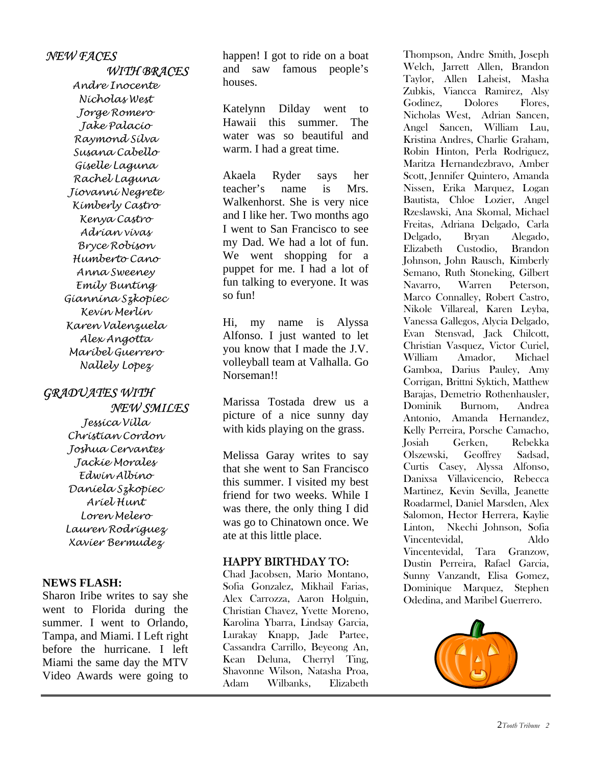## *NEW FACES WITH BRACES*

*Andre Inocente*
*Nicholas West*
*Jorge Romero*
*Jake Palacio*
*Raymond Silva*
*Susana Cabello*
*Giselle Laguna*
*Rachel Laguna*
*Jiovanni Negrete*
*Kimberly Castro*
*Kenya Castro*
*Adrian vivas*
*Bryce Robison*
*Humberto Cano*
*Anna Sweeney*
*Emily Bunting*
*Giannina Szkopiec*
*Kevin Merlin*
*Karen Valenzuela*
*Alex Angotta*
*Maribel Guerrero*
*Nallely Lopez*

## *GRADUATES WITH NEW SMILES*

*Jessica Villa*
*Christian Cordon*
*Joshua Cervantes*
*Jackie Morales*
*Edwin Albino*
*Daniela Szkopiec*
*Ariel Hunt*
*Loren Melero*
*Lauren Rodriguez*
*Xavier Bermudez*

**NEWS FLASH:**

Sharon Iribe writes to say she went to Florida during the summer. I went to Orlando, Tampa, and Miami. I Left right before the hurricane. I left Miami the same day the MTV Video Awards were going to happen! I got to ride on a boat and saw famous people's houses.

Katelynn Dilday went to Hawaii this summer. The water was so beautiful and warm. I had a great time.

Akaela Ryder says her teacher's name is Mrs. Walkenhorst. She is very nice and I like her. Two months ago I went to San Francisco to see my Dad. We had a lot of fun. We went shopping for a puppet for me. I had a lot of fun talking to everyone. It was so fun!

Hi, my name is Alyssa Alfonso. I just wanted to let you know that I made the J.V. volleyball team at Valhalla. Go Norseman!!

Marissa Tostada drew us a picture of a nice sunny day with kids playing on the grass.

Melissa Garay writes to say that she went to San Francisco this summer. I visited my best friend for two weeks. While I was there, the only thing I did was go to Chinatown once. We ate at this little place.

### HAPPY BIRTHDAY TO:

Chad Jacobsen, Mario Montano, Sofia Gonzalez, Mikhail Farias, Alex Carrozza, Aaron Holguin, Christian Chavez, Yvette Moreno, Karolina Ybarra, Lindsay Garcia, Lurakay Knapp, Jade Partee, Cassandra Carrillo, Beyeong An, Kean Deluna, Cherryl Ting, Shavonne Wilson, Natasha Proa, Adam Wilbanks, Elizabeth Thompson, Andre Smith, Joseph Welch, Jarrett Allen, Brandon Taylor, Allen Laheist, Masha Zubkis, Viancca Ramirez, Alsy Godinez, Dolores Flores, Nicholas West, Adrian Sancen, Angel Sancen, William Lau, Kristina Andres, Charlie Graham, Robin Hinton, Perla Rodriguez, Maritza Hernandezbravo, Amber Scott, Jennifer Quintero, Amanda Nissen, Erika Marquez, Logan Bautista, Chloe Lozier, Angel Rzeslawski, Ana Skomal, Michael Freitas, Adriana Delgado, Carla Delgado, Bryan Alegado, Elizabeth Custodio, Brandon Johnson, John Rausch, Kimberly Semano, Ruth Stoneking, Gilbert Navarro, Warren Peterson, Marco Connalley, Robert Castro, Nikole Villareal, Karen Leyba, Vanessa Gallegos, Alycia Delgado, Evan Stensvad, Jack Chilcott, Christian Vasquez, Victor Curiel, William Amador, Michael Gamboa, Darius Pauley, Amy Corrigan, Brittni Syktich, Matthew Barajas, Demetrio Rothenhausler, Dominik Burnom, Andrea Antonio, Amanda Hernandez, Kelly Perreira, Porsche Camacho, Josiah Gerken, Rebekka Olszewski, Geoffrey Sadsad, Curtis Casey, Alyssa Alfonso, Danixsa Villavicencio, Rebecca Martinez, Kevin Sevilla, Jeanette Roadarmel, Daniel Marsden, Alex Salomon, Hector Herrera, Kaylie Linton, Nkechi Johnson, Sofia Vincentevidal, Aldo Vincentevidal, Tara Granzow, Dustin Perreira, Rafael Garcia, Sunny Vanzandt, Elisa Gomez, Dominique Marquez, Stephen Odedina, and Maribel Guerrero.